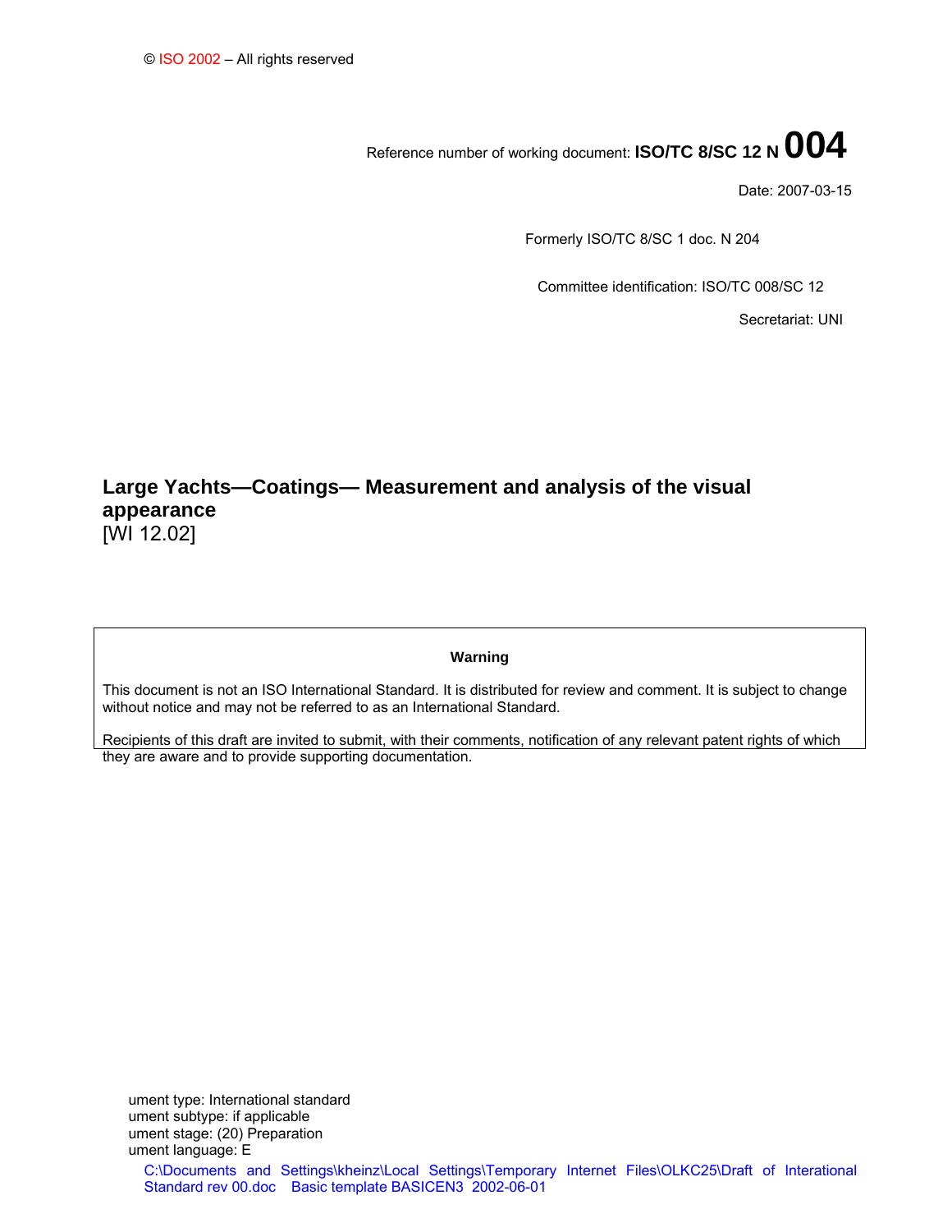© ISO 2002 – All rights reserved

Reference number of working document: **ISO/TC 8/SC 12 N 004**

Date: 2007-03-15

Formerly ISO/TC 8/SC 1 doc. N 204

Committee identification: ISO/TC 008/SC 12

Secretariat: UNI

# Large Yachts—Coatings— Measurement and analysis of the visual appearance

[WI 12.02]

**Warning**

This document is not an ISO International Standard. It is distributed for review and comment. It is subject to change without notice and may not be referred to as an International Standard.

Recipients of this draft are invited to submit, with their comments, notification of any relevant patent rights of which they are aware and to provide supporting documentation.

ument type: International standard
ument subtype: if applicable
ument stage: (20) Preparation
ument language: E

C:\Documents and Settings\kheinz\Local Settings\Temporary Internet Files\OLKC25\Draft of Interational Standard rev 00.doc Basic template BASICEN3 2002-06-01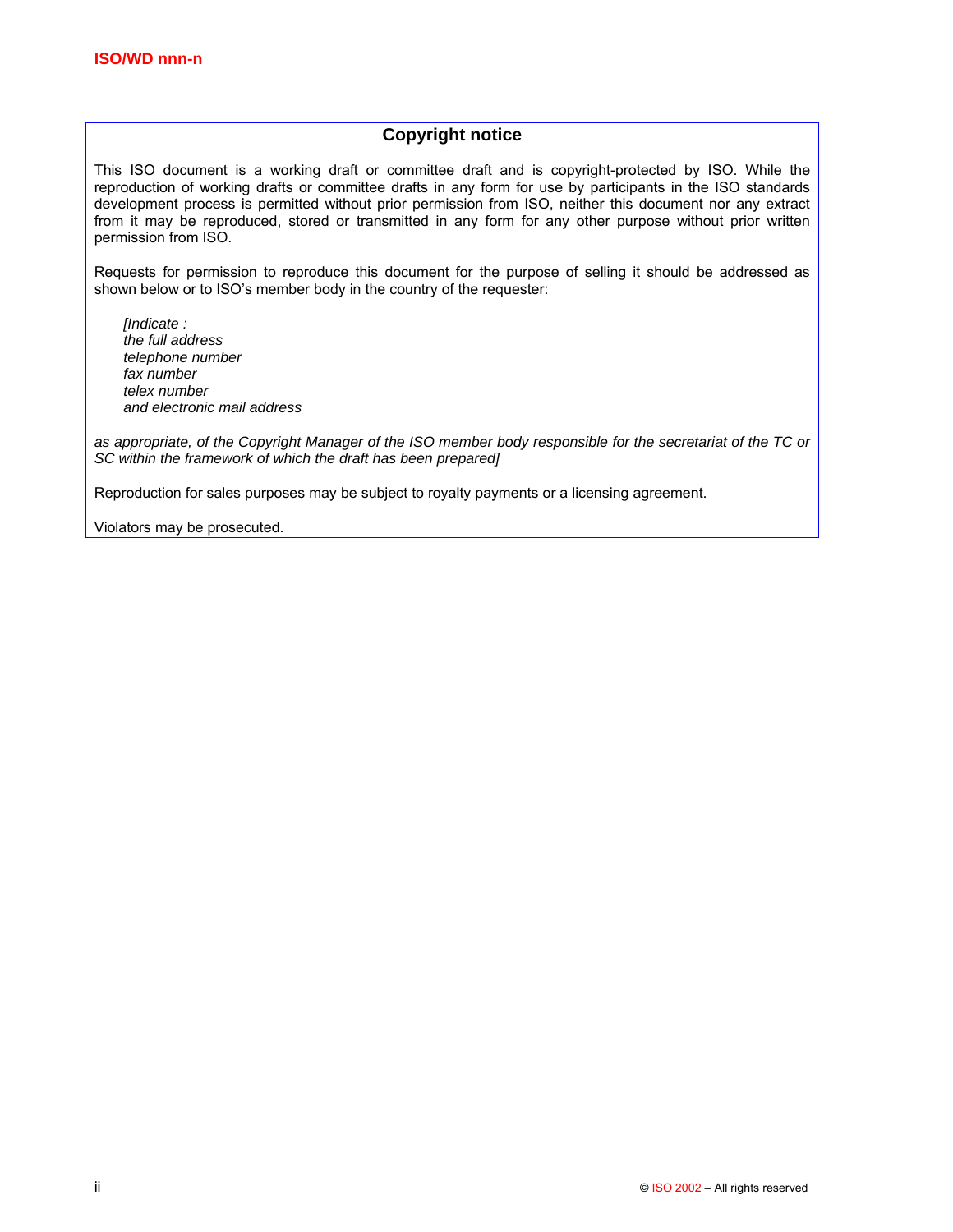## Copyright notice

This ISO document is a working draft or committee draft and is copyright-protected by ISO. While the reproduction of working drafts or committee drafts in any form for use by participants in the ISO standards development process is permitted without prior permission from ISO, neither this document nor any extract from it may be reproduced, stored or transmitted in any form for any other purpose without prior written permission from ISO.

Requests for permission to reproduce this document for the purpose of selling it should be addressed as shown below or to ISO's member body in the country of the requester:

*[Indicate :*
*the full address*
*telephone number*
*fax number*
*telex number*
*and electronic mail address*

*as appropriate, of the Copyright Manager of the ISO member body responsible for the secretariat of the TC or SC within the framework of which the draft has been prepared]*

Reproduction for sales purposes may be subject to royalty payments or a licensing agreement.

Violators may be prosecuted.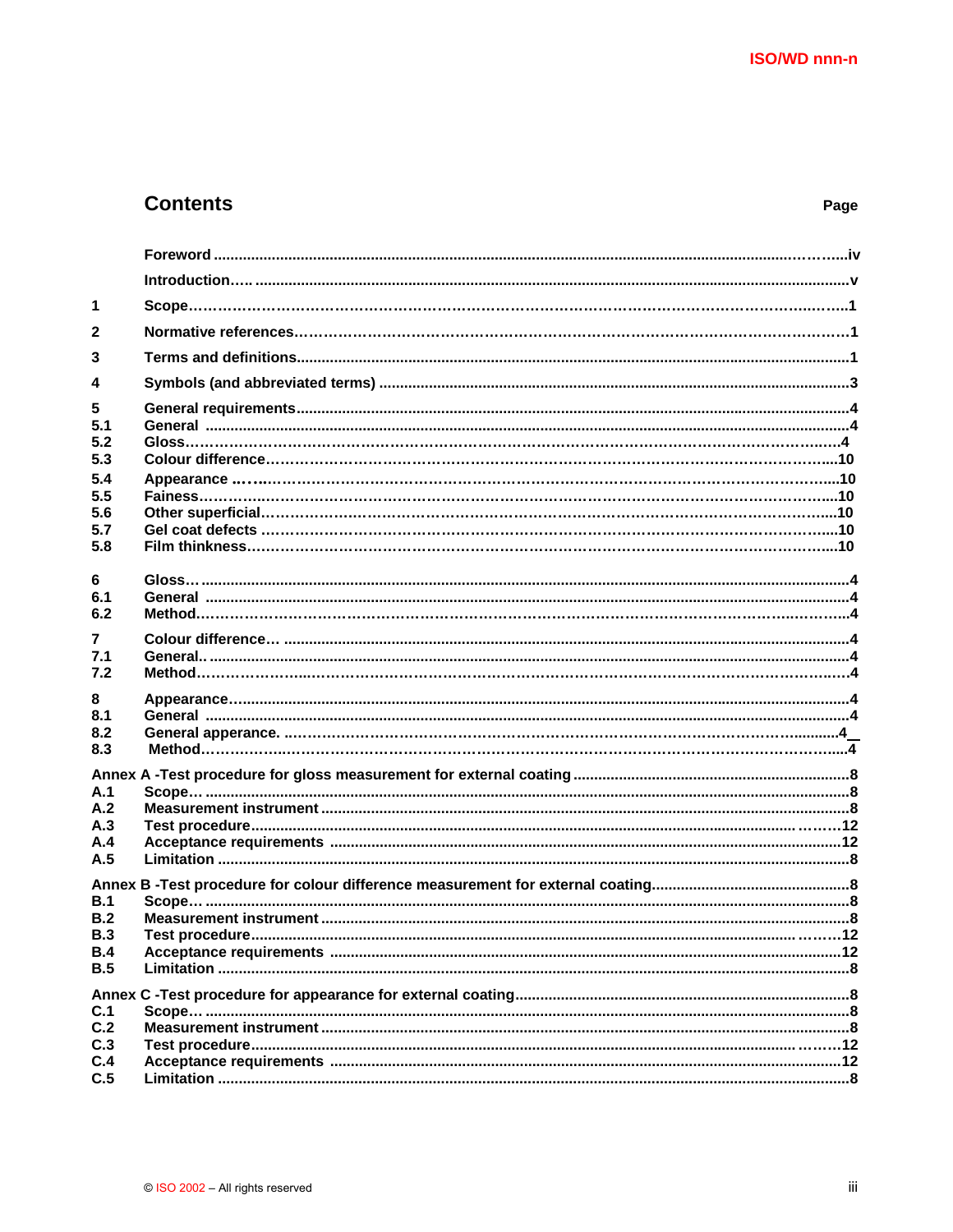## Contents

Page

| | | |
|---|---|---|
| | Foreword | iv |
| | Introduction | v |
| 1 | Scope | 1 |
| 2 | Normative references | 1 |
| 3 | Terms and definitions | 1 |
| 4 | Symbols (and abbreviated terms) | 3 |
| 5 | General requirements | 4 |
| 5.1 | General | 4 |
| 5.2 | Gloss | 4 |
| 5.3 | Colour difference | 10 |
| 5.4 | Appearance | 10 |
| 5.5 | Fainess | 10 |
| 5.6 | Other superficial | 10 |
| 5.7 | Gel coat defects | 10 |
| 5.8 | Film thinkness | 10 |
| 6 | Gloss | 4 |
| 6.1 | General | 4 |
| 6.2 | Method | 4 |
| 7 | Colour difference | 4 |
| 7.1 | General | 4 |
| 7.2 | Method | 4 |
| 8 | Appearance | 4 |
| 8.1 | General | 4 |
| 8.2 | General apperance | 4 |
| 8.3 | Method | 4 |
| Annex A | -Test procedure for gloss measurement for external coating | 8 |
| A.1 | Scope | 8 |
| A.2 | Measurement instrument | 8 |
| A.3 | Test procedure | 12 |
| A.4 | Acceptance requirements | 12 |
| A.5 | Limitation | 8 |
| Annex B | -Test procedure for colour difference measurement for external coating | 8 |
| B.1 | Scope | 8 |
| B.2 | Measurement instrument | 8 |
| B.3 | Test procedure | 12 |
| B.4 | Acceptance requirements | 12 |
| B.5 | Limitation | 8 |
| Annex C | -Test procedure for appearance for external coating | 8 |
| C.1 | Scope | 8 |
| C.2 | Measurement instrument | 8 |
| C.3 | Test procedure | 12 |
| C.4 | Acceptance requirements | 12 |
| C.5 | Limitation | 8 |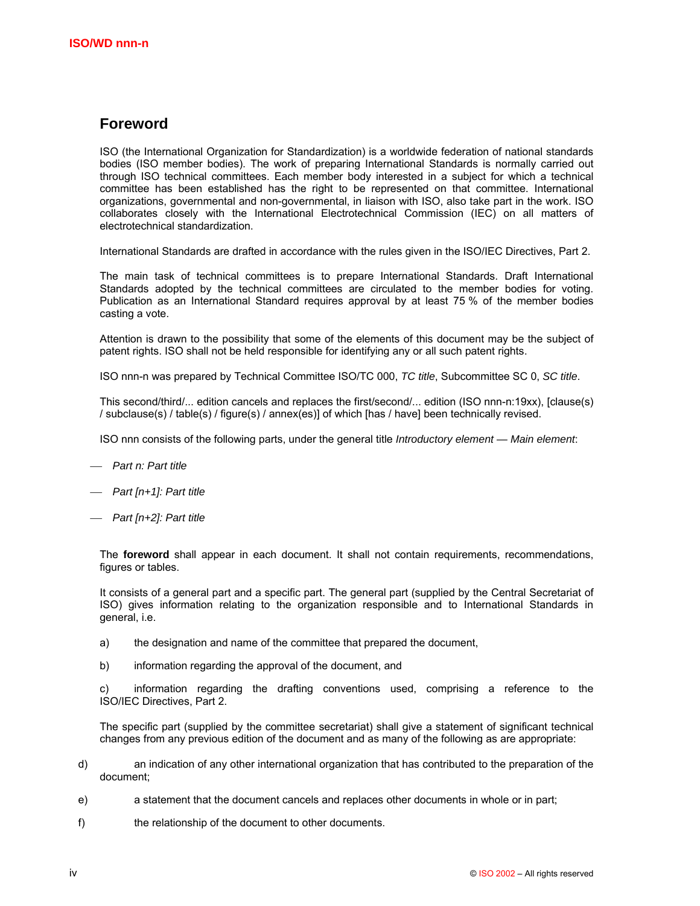## Foreword

ISO (the International Organization for Standardization) is a worldwide federation of national standards bodies (ISO member bodies). The work of preparing International Standards is normally carried out through ISO technical committees. Each member body interested in a subject for which a technical committee has been established has the right to be represented on that committee. International organizations, governmental and non-governmental, in liaison with ISO, also take part in the work. ISO collaborates closely with the International Electrotechnical Commission (IEC) on all matters of electrotechnical standardization.

International Standards are drafted in accordance with the rules given in the ISO/IEC Directives, Part 2.

The main task of technical committees is to prepare International Standards. Draft International Standards adopted by the technical committees are circulated to the member bodies for voting. Publication as an International Standard requires approval by at least 75 % of the member bodies casting a vote.

Attention is drawn to the possibility that some of the elements of this document may be the subject of patent rights. ISO shall not be held responsible for identifying any or all such patent rights.

ISO nnn-n was prepared by Technical Committee ISO/TC 000, *TC title*, Subcommittee SC 0, *SC title*.

This second/third/... edition cancels and replaces the first/second/... edition (ISO nnn-n:19xx), [clause(s) / subclause(s) / table(s) / figure(s) / annex(es)] of which [has / have] been technically revised.

ISO nnn consists of the following parts, under the general title *Introductory element — Main element*:

- *Part n: Part title*
- *Part [n+1]: Part title*
- *Part [n+2]: Part title*

The **foreword** shall appear in each document. It shall not contain requirements, recommendations, figures or tables.

It consists of a general part and a specific part. The general part (supplied by the Central Secretariat of ISO) gives information relating to the organization responsible and to International Standards in general, i.e.

a) the designation and name of the committee that prepared the document,

b) information regarding the approval of the document, and

c) information regarding the drafting conventions used, comprising a reference to the ISO/IEC Directives, Part 2.

The specific part (supplied by the committee secretariat) shall give a statement of significant technical changes from any previous edition of the document and as many of the following as are appropriate:

d) an indication of any other international organization that has contributed to the preparation of the document;

e) a statement that the document cancels and replaces other documents in whole or in part;

f) the relationship of the document to other documents.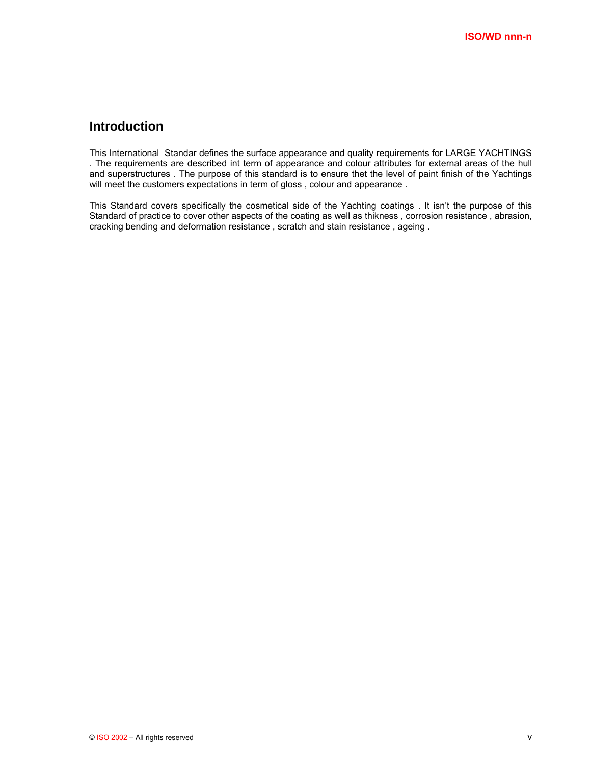## Introduction

This International  Standar defines the surface appearance and quality requirements for LARGE YACHTINGS . The requirements are described int term of appearance and colour attributes for external areas of the hull and superstructures . The purpose of this standard is to ensure thet the level of paint finish of the Yachtings will meet the customers expectations in term of gloss , colour and appearance .

This Standard covers specifically the cosmetical side of the Yachting coatings . It isn't the purpose of this Standard of practice to cover other aspects of the coating as well as thikness , corrosion resistance , abrasion, cracking bending and deformation resistance , scratch and stain resistance , ageing .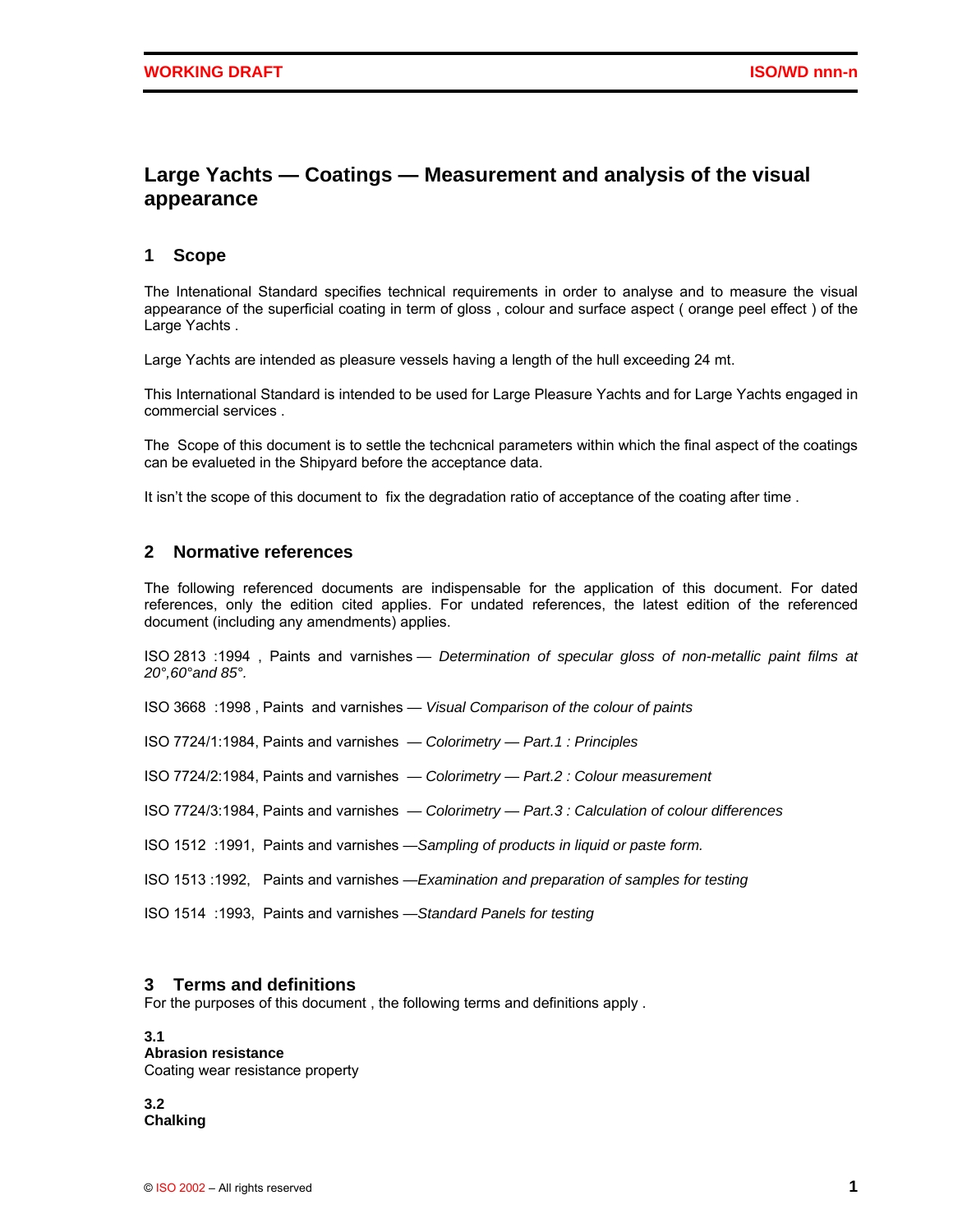# Large Yachts — Coatings — Measurement and analysis of the visual appearance

## 1 Scope

The Intenational Standard specifies technical requirements in order to analyse and to measure the visual appearance of the superficial coating in term of gloss , colour and surface aspect ( orange peel effect ) of the Large Yachts .

Large Yachts are intended as pleasure vessels having a length of the hull exceeding 24 mt.

This International Standard is intended to be used for Large Pleasure Yachts and for Large Yachts engaged in commercial services .

The Scope of this document is to settle the techcnical parameters within which the final aspect of the coatings can be evalueted in the Shipyard before the acceptance data.

It isn't the scope of this document to fix the degradation ratio of acceptance of the coating after time .

## 2 Normative references

The following referenced documents are indispensable for the application of this document. For dated references, only the edition cited applies. For undated references, the latest edition of the referenced document (including any amendments) applies.

ISO 2813 :1994 , Paints and varnishes — *Determination of specular gloss of non-metallic paint films at 20°,60°and 85°.*

ISO 3668 :1998 , Paints and varnishes — *Visual Comparison of the colour of paints*

ISO 7724/1:1984, Paints and varnishes — *Colorimetry — Part.1 : Principles*

ISO 7724/2:1984, Paints and varnishes — *Colorimetry — Part.2 : Colour measurement*

ISO 7724/3:1984, Paints and varnishes — *Colorimetry — Part.3 : Calculation of colour differences*

ISO 1512 :1991, Paints and varnishes —*Sampling of products in liquid or paste form.*

ISO 1513 :1992, Paints and varnishes —*Examination and preparation of samples for testing*

ISO 1514 :1993, Paints and varnishes —*Standard Panels for testing*

## 3 Terms and definitions

For the purposes of this document , the following terms and definitions apply .

**3.1**
**Abrasion resistance**
Coating wear resistance property

**3.2**
**Chalking**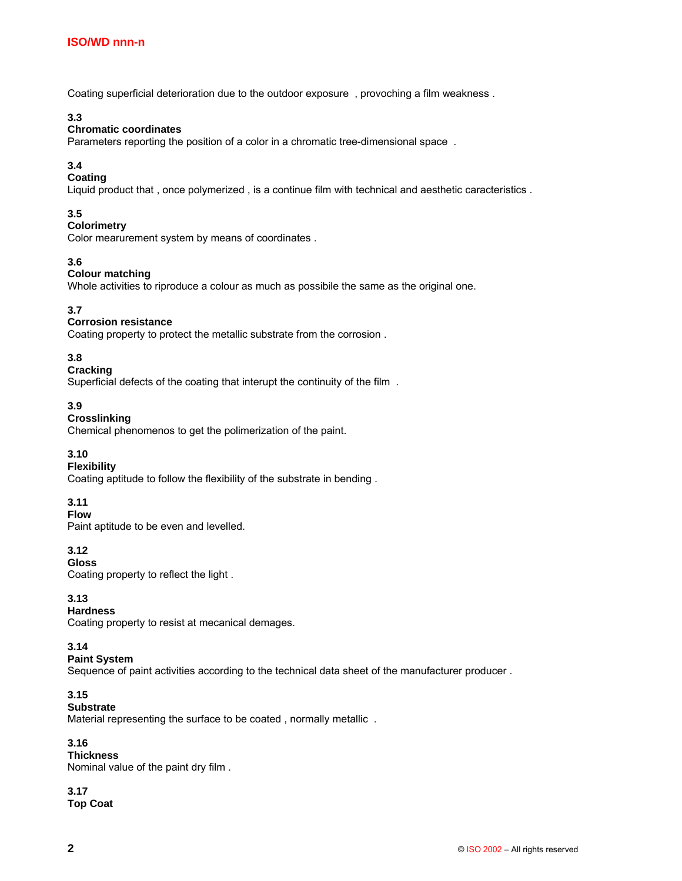Coating superficial deterioration due to the outdoor exposure , provoching a film weakness .

**3.3**
**Chromatic coordinates**
Parameters reporting the position of a color in a chromatic tree-dimensional space .

**3.4**
**Coating**
Liquid product that , once polymerized , is a continue film with technical and aesthetic caracteristics .

**3.5**
**Colorimetry**
Color mearurement system by means of coordinates .

**3.6**
**Colour matching**
Whole activities to riproduce a colour as much as possibile the same as the original one.

**3.7**
**Corrosion resistance**
Coating property to protect the metallic substrate from the corrosion .

**3.8**
**Cracking**
Superficial defects of the coating that interupt the continuity of the film .

**3.9**
**Crosslinking**
Chemical phenomenos to get the polimerization of the paint.

**3.10**
**Flexibility**
Coating aptitude to follow the flexibility of the substrate in bending .

**3.11**
**Flow**
Paint aptitude to be even and levelled.

**3.12**
**Gloss**
Coating property to reflect the light .

**3.13**
**Hardness**
Coating property to resist at mecanical demages.

**3.14**
**Paint System**
Sequence of paint activities according to the technical data sheet of the manufacturer producer .

**3.15**
**Substrate**
Material representing the surface to be coated , normally metallic .

**3.16**
**Thickness**
Nominal value of the paint dry film .

**3.17**
**Top Coat**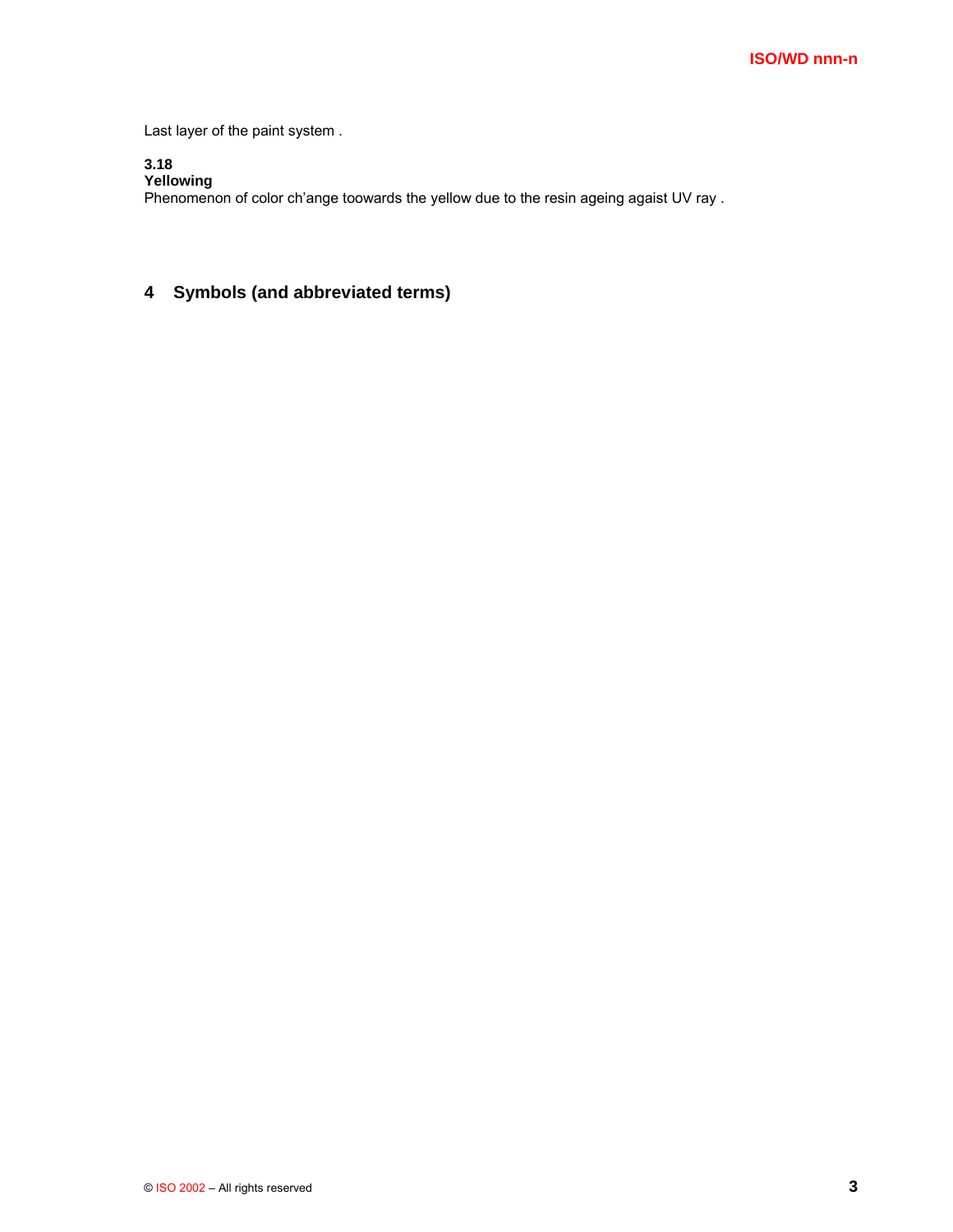Last layer of the paint system .

**3.18**
**Yellowing**
Phenomenon of color ch'ange toowards the yellow due to the resin ageing agaist UV ray .

## 4 Symbols (and abbreviated terms)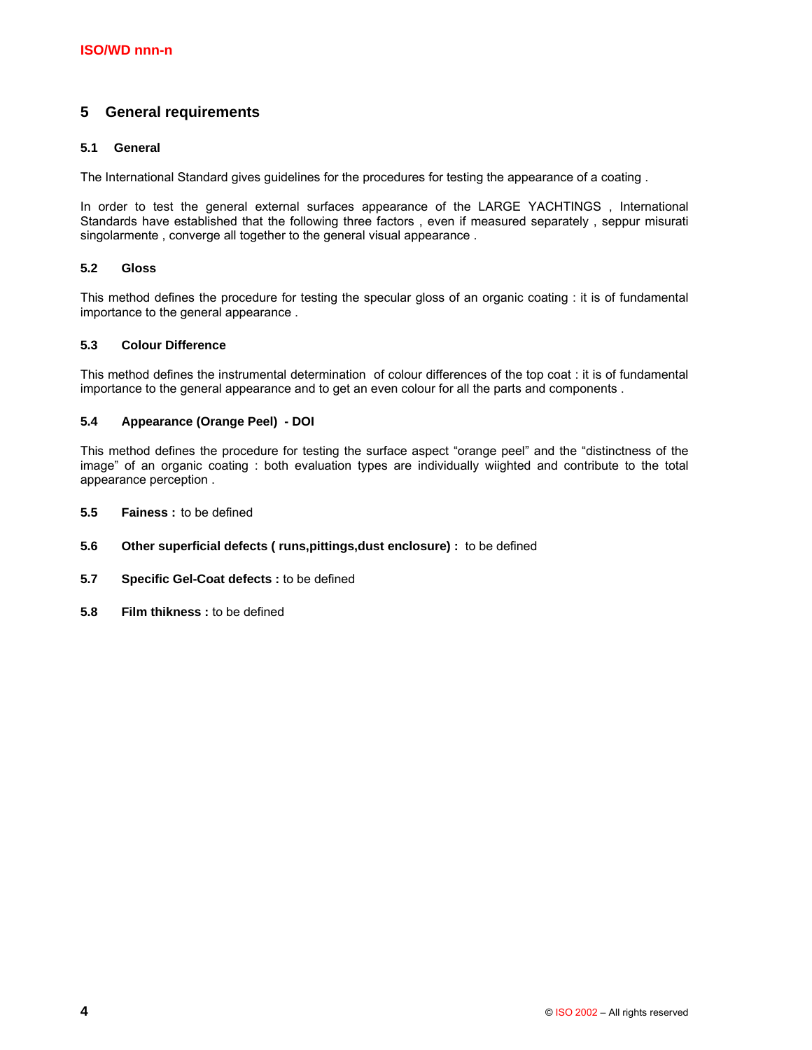## 5 General requirements

### 5.1 General

The International Standard gives guidelines for the procedures for testing the appearance of a coating .

In order to test the general external surfaces appearance of the LARGE YACHTINGS , International Standards have established that the following three factors , even if measured separately , seppur misurati singolarmente , converge all together to the general visual appearance .

### 5.2 Gloss

This method defines the procedure for testing the specular gloss of an organic coating : it is of fundamental importance to the general appearance .

### 5.3 Colour Difference

This method defines the instrumental determination of colour differences of the top coat : it is of fundamental importance to the general appearance and to get an even colour for all the parts and components .

### 5.4 Appearance (Orange Peel) - DOI

This method defines the procedure for testing the surface aspect “orange peel” and the “distinctness of the image” of an organic coating : both evaluation types are individually wiighted and contribute to the total appearance perception .

**5.5 Fainess :** to be defined

**5.6 Other superficial defects ( runs,pittings,dust enclosure) :** to be defined

**5.7 Specific Gel-Coat defects :** to be defined

**5.8 Film thikness :** to be defined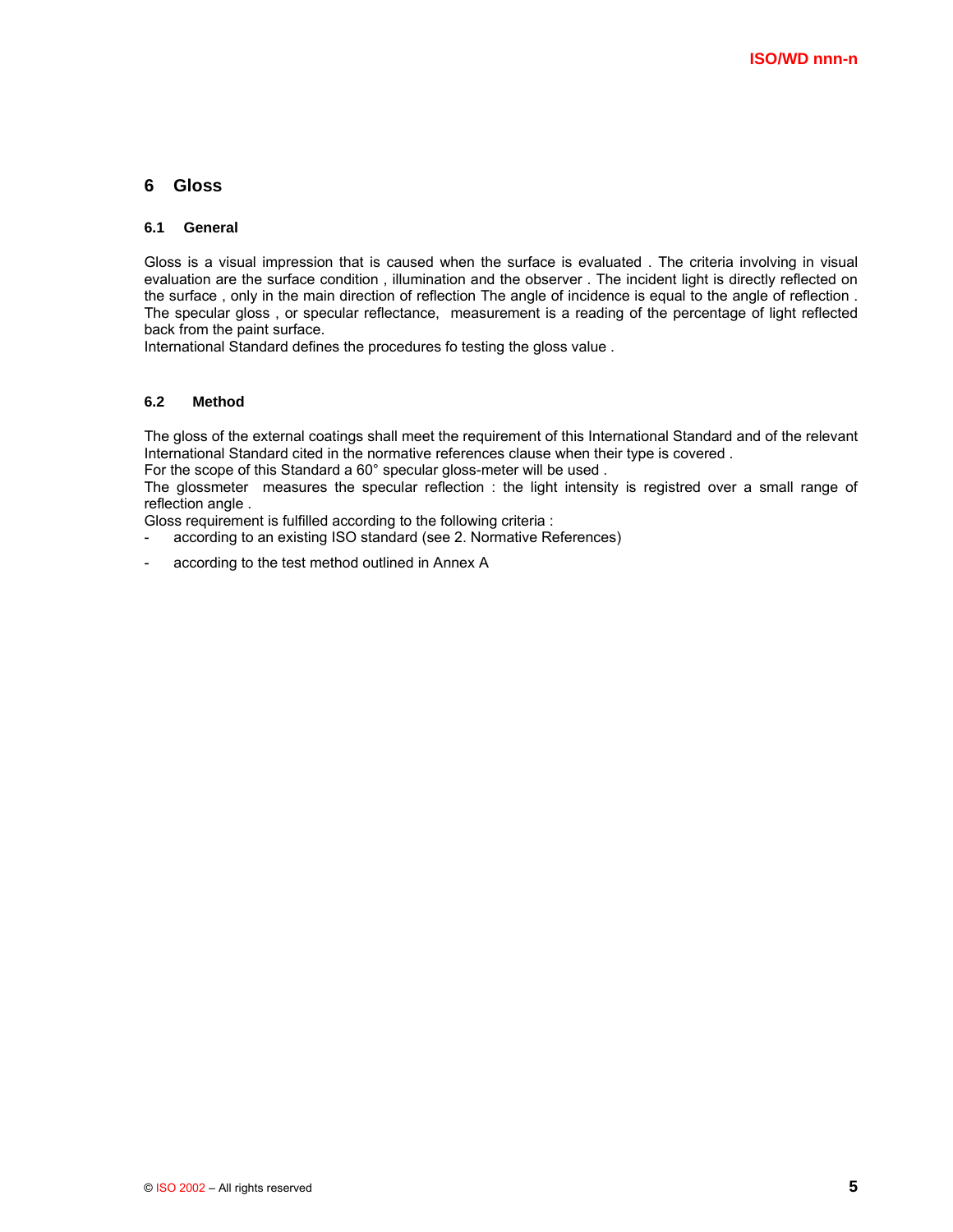## 6 Gloss

### 6.1 General

Gloss is a visual impression that is caused when the surface is evaluated . The criteria involving in visual evaluation are the surface condition , illumination and the observer . The incident light is directly reflected on the surface , only in the main direction of reflection The angle of incidence is equal to the angle of reflection . The specular gloss , or specular reflectance, measurement is a reading of the percentage of light reflected back from the paint surface.
International Standard defines the procedures fo testing the gloss value .

### 6.2 Method

The gloss of the external coatings shall meet the requirement of this International Standard and of the relevant International Standard cited in the normative references clause when their type is covered .
For the scope of this Standard a 60° specular gloss-meter will be used .
The glossmeter measures the specular reflection : the light intensity is registred over a small range of reflection angle .
Gloss requirement is fulfilled according to the following criteria :

- according to an existing ISO standard (see 2. Normative References)
- according to the test method outlined in Annex A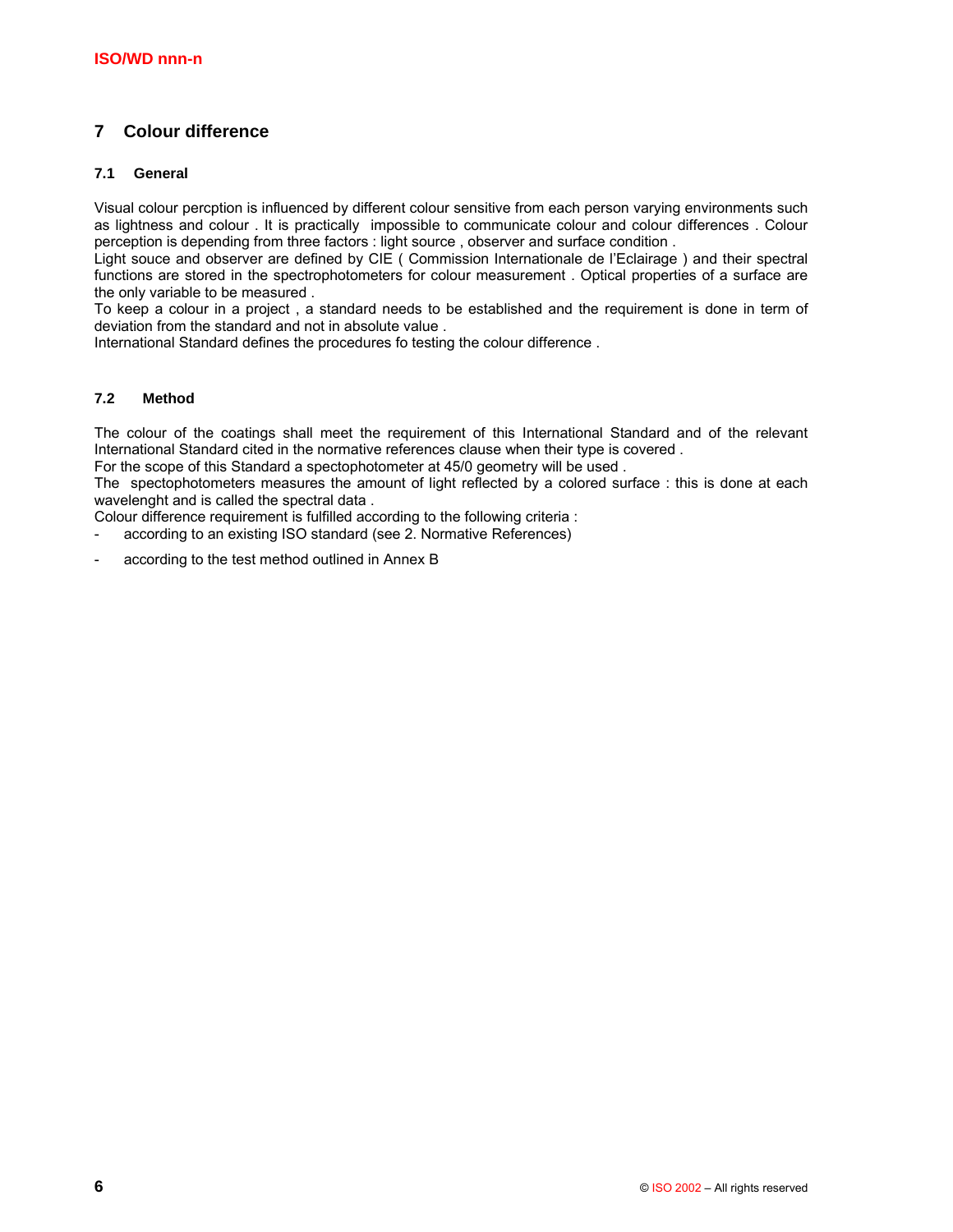## 7 Colour difference

### 7.1 General

Visual colour percption is influenced by different colour sensitive from each person varying environments such as lightness and colour . It is practically impossible to communicate colour and colour differences . Colour perception is depending from three factors : light source , observer and surface condition .
Light souce and observer are defined by CIE ( Commission Internationale de l'Eclairage ) and their spectral functions are stored in the spectrophotometers for colour measurement . Optical properties of a surface are the only variable to be measured .
To keep a colour in a project , a standard needs to be established and the requirement is done in term of deviation from the standard and not in absolute value .
International Standard defines the procedures fo testing the colour difference .

### 7.2 Method

The colour of the coatings shall meet the requirement of this International Standard and of the relevant International Standard cited in the normative references clause when their type is covered .
For the scope of this Standard a spectophotometer at 45/0 geometry will be used .
The spectophotometers measures the amount of light reflected by a colored surface : this is done at each wavelenght and is called the spectral data .
Colour difference requirement is fulfilled according to the following criteria :

- according to an existing ISO standard (see 2. Normative References)
- according to the test method outlined in Annex B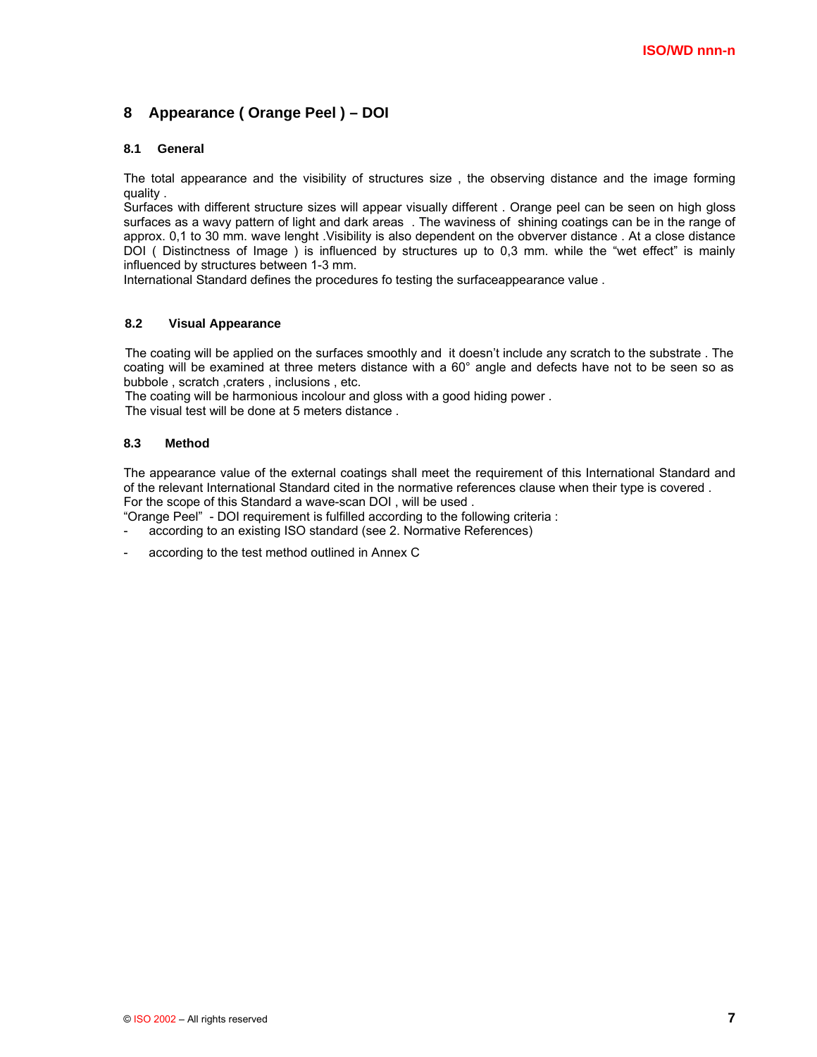## 8 Appearance ( Orange Peel ) – DOI

### 8.1 General

The total appearance and the visibility of structures size , the observing distance and the image forming quality .
Surfaces with different structure sizes will appear visually different . Orange peel can be seen on high gloss surfaces as a wavy pattern of light and dark areas . The waviness of shining coatings can be in the range of approx. 0,1 to 30 mm. wave lenght .Visibility is also dependent on the obverver distance . At a close distance DOI ( Distinctness of Image ) is influenced by structures up to 0,3 mm. while the "wet effect" is mainly influenced by structures between 1-3 mm.
International Standard defines the procedures fo testing the surfaceappearance value .

### 8.2 Visual Appearance

The coating will be applied on the surfaces smoothly and it doesn't include any scratch to the substrate . The coating will be examined at three meters distance with a 60° angle and defects have not to be seen so as bubbole , scratch ,craters , inclusions , etc.
The coating will be harmonious incolour and gloss with a good hiding power .
The visual test will be done at 5 meters distance .

### 8.3 Method

The appearance value of the external coatings shall meet the requirement of this International Standard and of the relevant International Standard cited in the normative references clause when their type is covered .
For the scope of this Standard a wave-scan DOI , will be used .
"Orange Peel" - DOI requirement is fulfilled according to the following criteria :

- according to an existing ISO standard (see 2. Normative References)
- according to the test method outlined in Annex C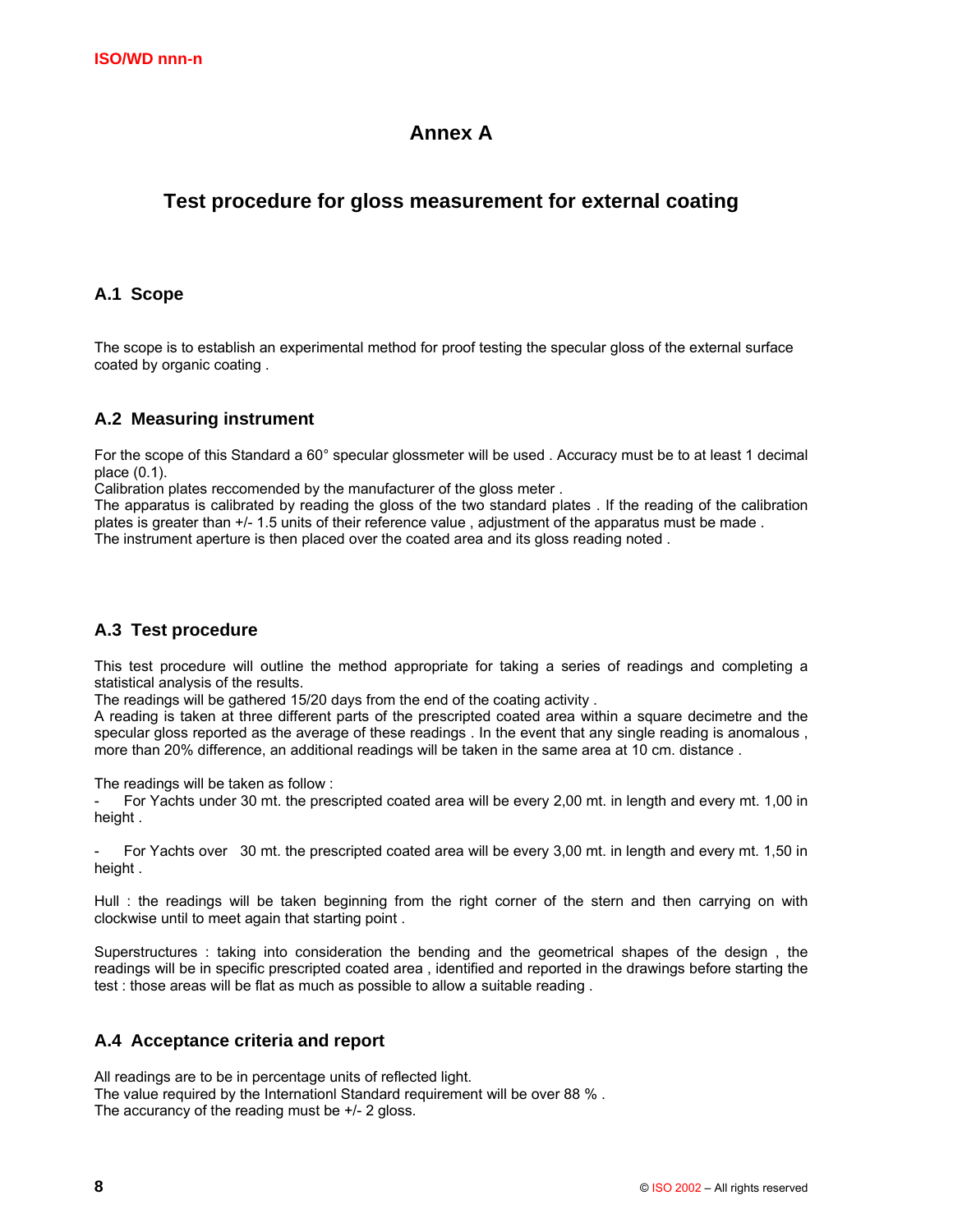# Annex A

## Test procedure for gloss measurement for external coating

### A.1 Scope

The scope is to establish an experimental method for proof testing the specular gloss of the external surface coated by organic coating .

### A.2 Measuring instrument

For the scope of this Standard a 60° specular glossmeter will be used . Accuracy must be to at least 1 decimal place (0.1).
Calibration plates reccomended by the manufacturer of the gloss meter .
The apparatus is calibrated by reading the gloss of the two standard plates . If the reading of the calibration plates is greater than +/- 1.5 units of their reference value , adjustment of the apparatus must be made .
The instrument aperture is then placed over the coated area and its gloss reading noted .

### A.3 Test procedure

This test procedure will outline the method appropriate for taking a series of readings and completing a statistical analysis of the results.
The readings will be gathered 15/20 days from the end of the coating activity .
A reading is taken at three different parts of the prescripted coated area within a square decimetre and the specular gloss reported as the average of these readings . In the event that any single reading is anomalous , more than 20% difference, an additional readings will be taken in the same area at 10 cm. distance .

The readings will be taken as follow :

- For Yachts under 30 mt. the prescripted coated area will be every 2,00 mt. in length and every mt. 1,00 in height .

- For Yachts over 30 mt. the prescripted coated area will be every 3,00 mt. in length and every mt. 1,50 in height .

Hull : the readings will be taken beginning from the right corner of the stern and then carrying on with clockwise until to meet again that starting point .

Superstructures : taking into consideration the bending and the geometrical shapes of the design , the readings will be in specific prescripted coated area , identified and reported in the drawings before starting the test : those areas will be flat as much as possible to allow a suitable reading .

### A.4 Acceptance criteria and report

All readings are to be in percentage units of reflected light.
The value required by the Internationl Standard requirement will be over 88 % .
The accurancy of the reading must be +/- 2 gloss.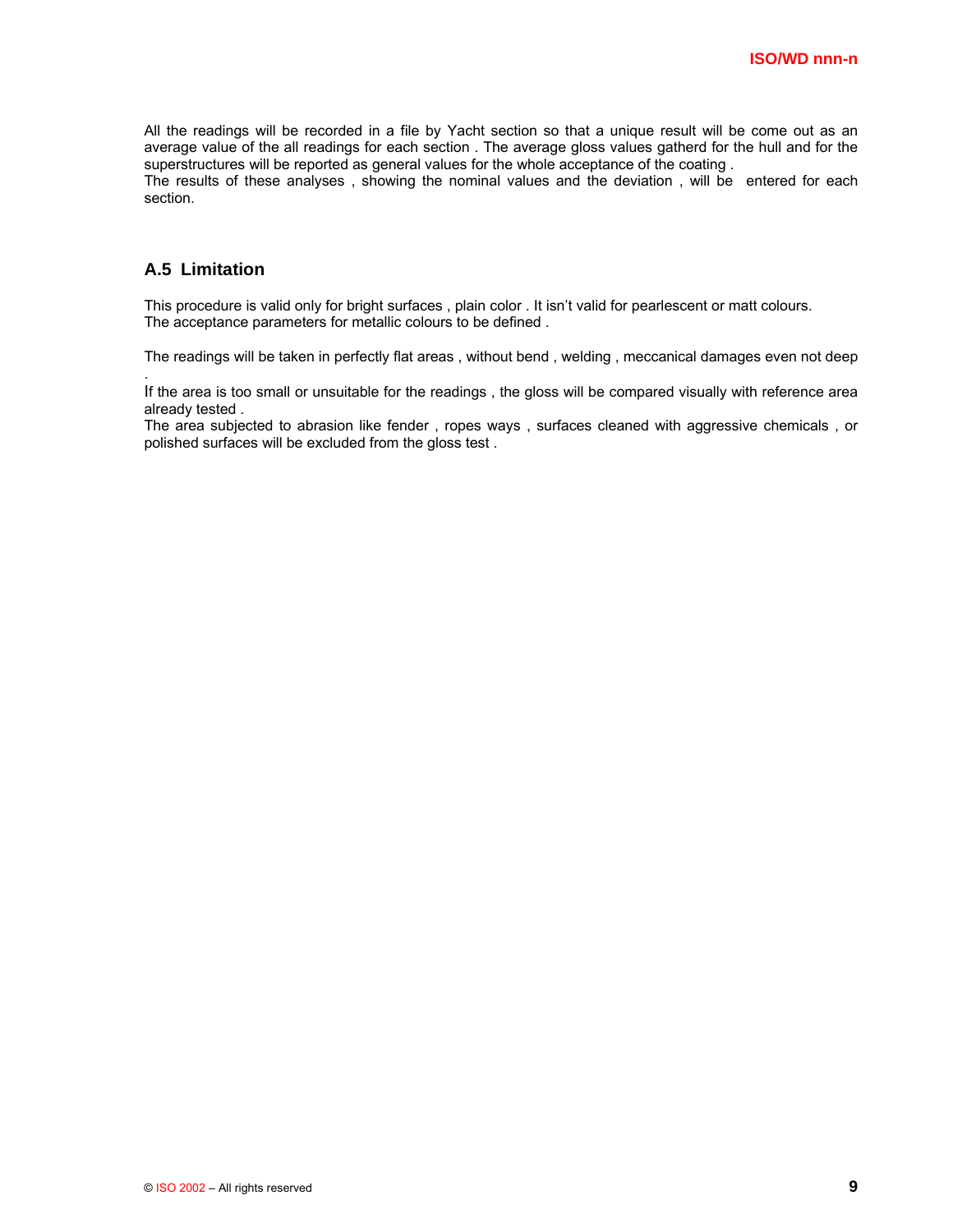All the readings will be recorded in a file by Yacht section so that a unique result will be come out as an average value of the all readings for each section . The average gloss values gatherd for the hull and for the superstructures will be reported as general values for the whole acceptance of the coating .
The results of these analyses , showing the nominal values and the deviation , will be  entered for each section.

## A.5 Limitation

This procedure is valid only for bright surfaces , plain color . It isn't valid for pearlescent or matt colours.
The acceptance parameters for metallic colours to be defined .

The readings will be taken in perfectly flat areas , without bend , welding , meccanical damages even not deep .
If the area is too small or unsuitable for the readings , the gloss will be compared visually with reference area already tested .
The area subjected to abrasion like fender , ropes ways , surfaces cleaned with aggressive chemicals , or polished surfaces will be excluded from the gloss test .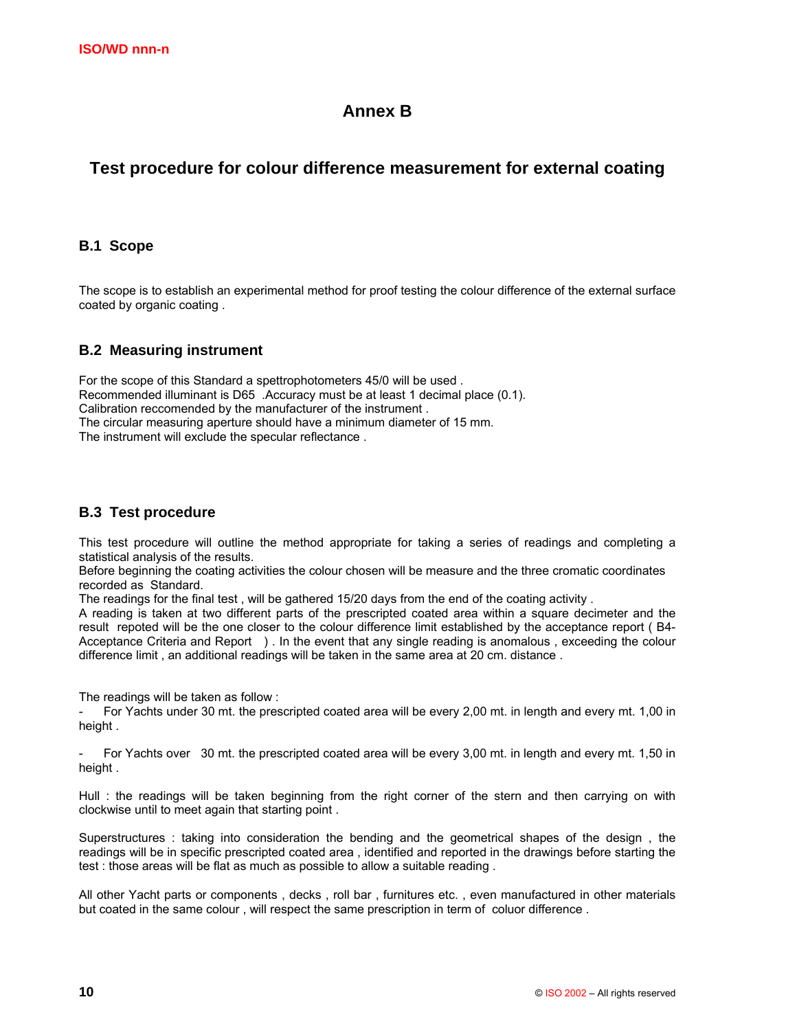# Annex B

## Test procedure for colour difference measurement for external coating

### B.1 Scope

The scope is to establish an experimental method for proof testing the colour difference of the external surface coated by organic coating .

### B.2 Measuring instrument

For the scope of this Standard a spettrophotometers 45/0 will be used .
Recommended illuminant is D65 .Accuracy must be at least 1 decimal place (0.1).
Calibration reccomended by the manufacturer of the instrument .
The circular measuring aperture should have a minimum diameter of 15 mm.
The instrument will exclude the specular reflectance .

### B.3 Test procedure

This test procedure will outline the method appropriate for taking a series of readings and completing a statistical analysis of the results.
Before beginning the coating activities the colour chosen will be measure and the three cromatic coordinates recorded as Standard.
The readings for the final test , will be gathered 15/20 days from the end of the coating activity .
A reading is taken at two different parts of the prescripted coated area within a square decimeter and the result repoted will be the one closer to the colour difference limit established by the acceptance report ( B4- Acceptance Criteria and Report ) . In the event that any single reading is anomalous , exceeding the colour difference limit , an additional readings will be taken in the same area at 20 cm. distance .

The readings will be taken as follow :

- For Yachts under 30 mt. the prescripted coated area will be every 2,00 mt. in length and every mt. 1,00 in height .

- For Yachts over 30 mt. the prescripted coated area will be every 3,00 mt. in length and every mt. 1,50 in height .

Hull : the readings will be taken beginning from the right corner of the stern and then carrying on with clockwise until to meet again that starting point .

Superstructures : taking into consideration the bending and the geometrical shapes of the design , the readings will be in specific prescripted coated area , identified and reported in the drawings before starting the test : those areas will be flat as much as possible to allow a suitable reading .

All other Yacht parts or components , decks , roll bar , furnitures etc. , even manufactured in other materials but coated in the same colour , will respect the same prescription in term of coluor difference .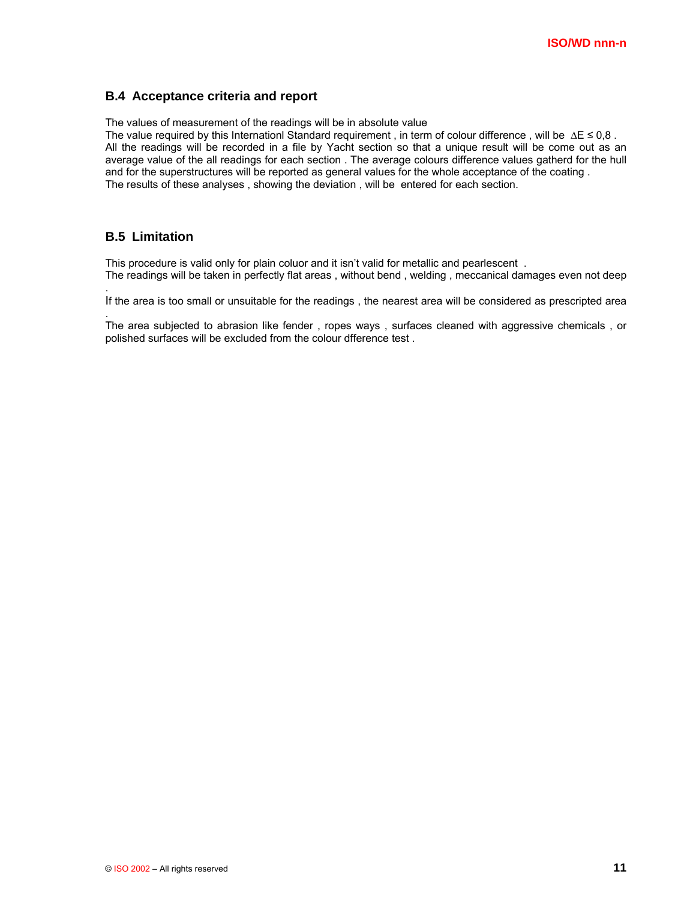## B.4 Acceptance criteria and report

The values of measurement of the readings will be in absolute value
The value required by this Internationl Standard requirement , in term of colour difference , will be $\Delta E \leq 0{,}8$ .
All the readings will be recorded in a file by Yacht section so that a unique result will be come out as an average value of the all readings for each section . The average colours difference values gatherd for the hull and for the superstructures will be reported as general values for the whole acceptance of the coating .
The results of these analyses , showing the deviation , will be entered for each section.

## B.5 Limitation

This procedure is valid only for plain coluor and it isn't valid for metallic and pearlescent .
The readings will be taken in perfectly flat areas , without bend , welding , meccanical damages even not deep .
If the area is too small or unsuitable for the readings , the nearest area will be considered as prescripted area .
The area subjected to abrasion like fender , ropes ways , surfaces cleaned with aggressive chemicals , or polished surfaces will be excluded from the colour dfference test .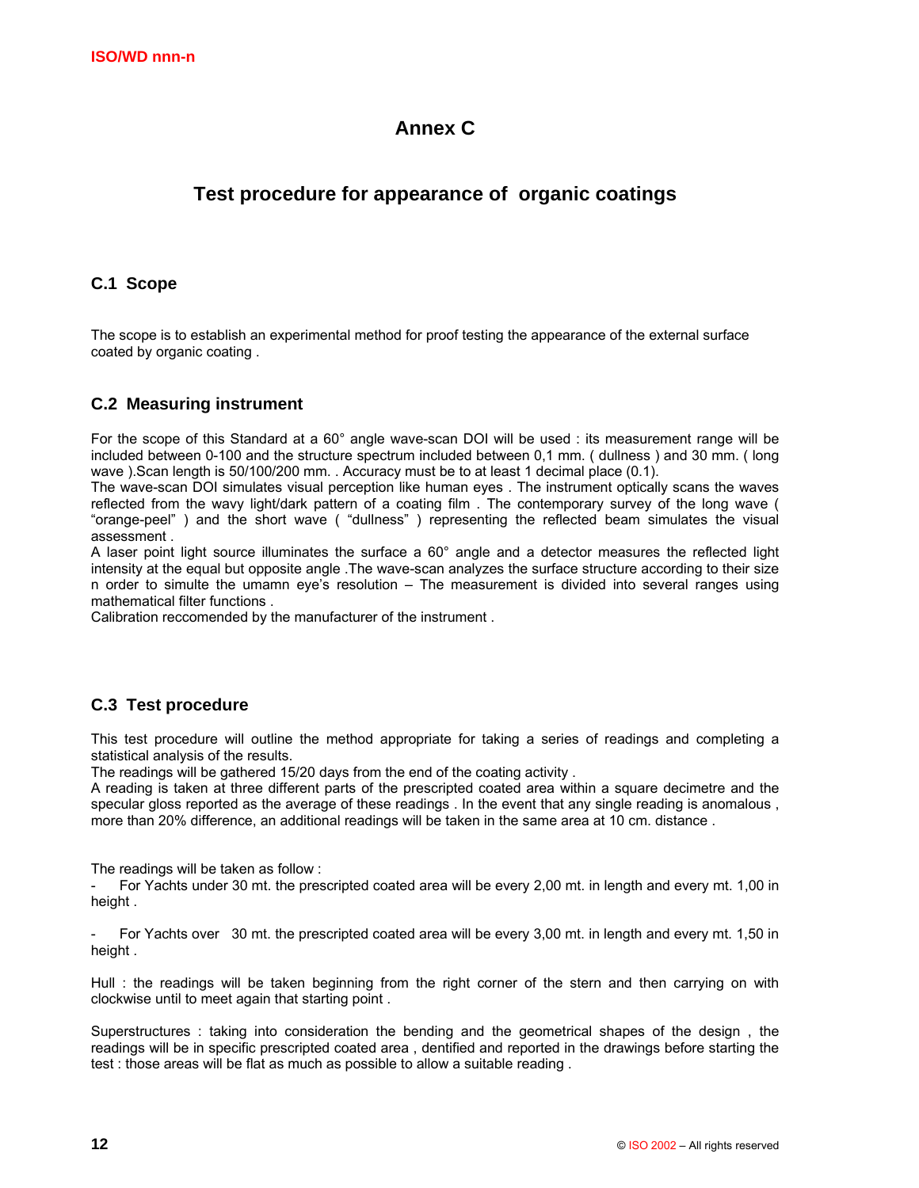# Annex C

## Test procedure for appearance of organic coatings

### C.1 Scope

The scope is to establish an experimental method for proof testing the appearance of the external surface coated by organic coating .

### C.2 Measuring instrument

For the scope of this Standard at a 60° angle wave-scan DOI will be used : its measurement range will be included between 0-100 and the structure spectrum included between 0,1 mm. ( dullness ) and 30 mm. ( long wave ).Scan length is 50/100/200 mm. . Accuracy must be to at least 1 decimal place (0.1).

The wave-scan DOI simulates visual perception like human eyes . The instrument optically scans the waves reflected from the wavy light/dark pattern of a coating film . The contemporary survey of the long wave ( "orange-peel" ) and the short wave ( "dullness" ) representing the reflected beam simulates the visual assessment .

A laser point light source illuminates the surface a 60° angle and a detector measures the reflected light intensity at the equal but opposite angle .The wave-scan analyzes the surface structure according to their size n order to simulte the umamn eye's resolution – The measurement is divided into several ranges using mathematical filter functions .

Calibration reccomended by the manufacturer of the instrument .

### C.3 Test procedure

This test procedure will outline the method appropriate for taking a series of readings and completing a statistical analysis of the results.

The readings will be gathered 15/20 days from the end of the coating activity .

A reading is taken at three different parts of the prescripted coated area within a square decimetre and the specular gloss reported as the average of these readings . In the event that any single reading is anomalous , more than 20% difference, an additional readings will be taken in the same area at 10 cm. distance .

The readings will be taken as follow :

- For Yachts under 30 mt. the prescripted coated area will be every 2,00 mt. in length and every mt. 1,00 in height .

- For Yachts over 30 mt. the prescripted coated area will be every 3,00 mt. in length and every mt. 1,50 in height .

Hull : the readings will be taken beginning from the right corner of the stern and then carrying on with clockwise until to meet again that starting point .

Superstructures : taking into consideration the bending and the geometrical shapes of the design , the readings will be in specific prescripted coated area , dentified and reported in the drawings before starting the test : those areas will be flat as much as possible to allow a suitable reading .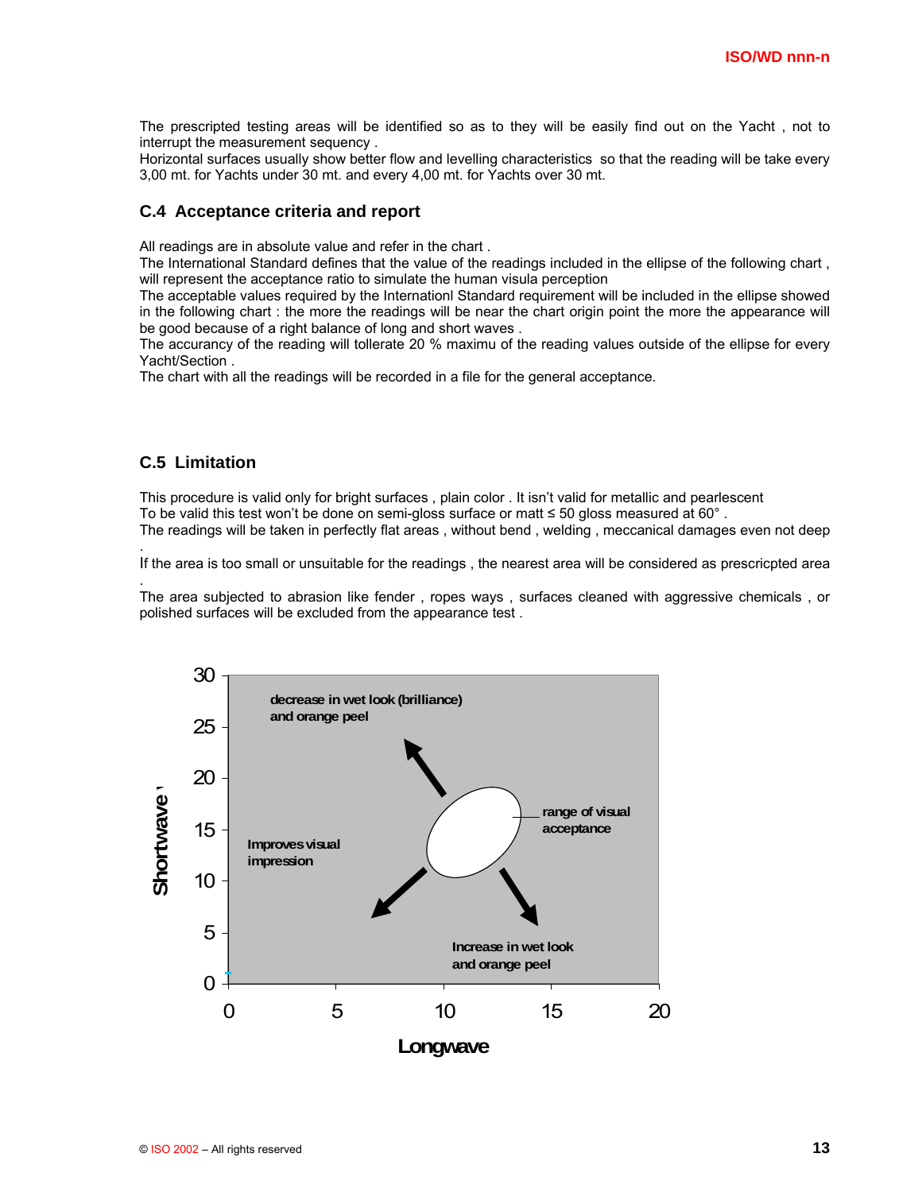The prescripted testing areas will be identified so as to they will be easily find out on the Yacht , not to interrupt the measurement sequency .
Horizontal surfaces usually show better flow and levelling characteristics so that the reading will be take every 3,00 mt. for Yachts under 30 mt. and every 4,00 mt. for Yachts over 30 mt.

### C.4 Acceptance criteria and report

All readings are in absolute value and refer in the chart .
The International Standard defines that the value of the readings included in the ellipse of the following chart , will represent the acceptance ratio to simulate the human visula perception
The acceptable values required by the Internationl Standard requirement will be included in the ellipse showed in the following chart : the more the readings will be near the chart origin point the more the appearance will be good because of a right balance of long and short waves .
The accurancy of the reading will tollerate 20 % maximu of the reading values outside of the ellipse for every Yacht/Section .
The chart with all the readings will be recorded in a file for the general acceptance.

### C.5 Limitation

This procedure is valid only for bright surfaces , plain color . It isn't valid for metallic and pearlescent
To be valid this test won't be done on semi-gloss surface or matt ≤ 50 gloss measured at 60° .
The readings will be taken in perfectly flat areas , without bend , welding , meccanical damages even not deep .
If the area is too small or unsuitable for the readings , the nearest area will be considered as prescricpted area .
The area subjected to abrasion like fender , ropes ways , surfaces cleaned with aggressive chemicals , or polished surfaces will be excluded from the appearance test .

decrease in wet look (brilliance) and orange peel

range of visual acceptance

Improves visual impression

Increase in wet look and orange peel

Shortwave

Longwave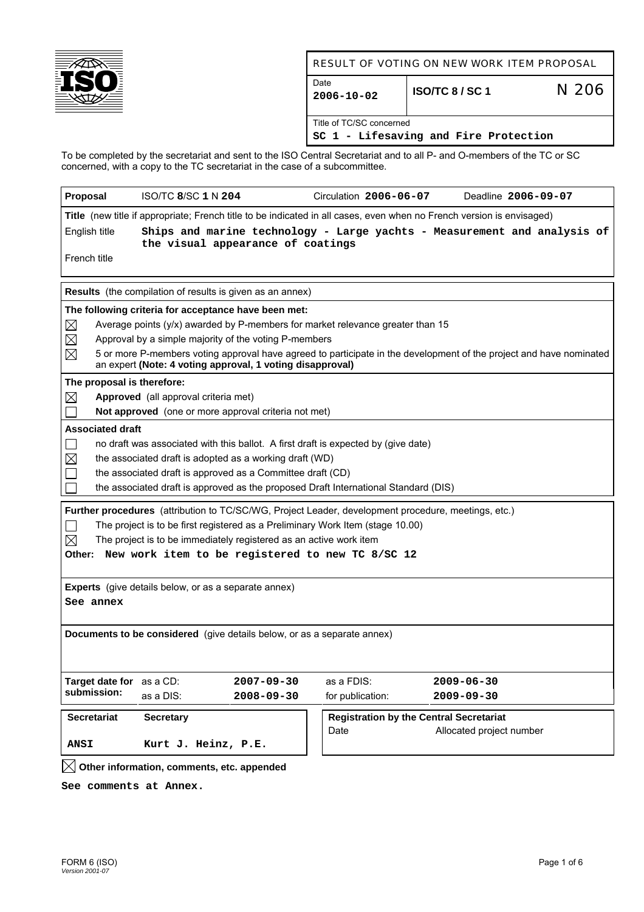# RESULT OF VOTING ON NEW WORK ITEM PROPOSAL

| Date | | |
|---|---|---|
| **2006-10-02** | **ISO/TC 8 / SC 1** | N 206 |

Title of TC/SC concerned
**SC 1 - Lifesaving and Fire Protection**

To be completed by the secretariat and sent to the ISO Central Secretariat and to all P- and O-members of the TC or SC concerned, with a copy to the TC secretariat in the case of a subcommittee.

| **Proposal** | ISO/TC **8**/SC **1** N **204** | Circulation **2006-06-07** | Deadline **2006-09-07** |
|---|---|---|---|

**Title** (new title if appropriate; French title to be indicated in all cases, even when no French version is envisaged)

English title **Ships and marine technology - Large yachts - Measurement and analysis of the visual appearance of coatings**

French title

**Results** (the compilation of results is given as an annex)

**The following criteria for acceptance have been met:**

- ☒ Average points (y/x) awarded by P-members for market relevance greater than 15
- ☒ Approval by a simple majority of the voting P-members
- ☒ 5 or more P-members voting approval have agreed to participate in the development of the project and have nominated an expert **(Note: 4 voting approval, 1 voting disapproval)**

**The proposal is therefore:**

- ☒ **Approved** (all approval criteria met)
- ☐ **Not approved** (one or more approval criteria not met)

**Associated draft**

- ☐ no draft was associated with this ballot. A first draft is expected by (give date)
- ☒ the associated draft is adopted as a working draft (WD)
- ☐ the associated draft is approved as a Committee draft (CD)
- ☐ the associated draft is approved as the proposed Draft International Standard (DIS)

**Further procedures** (attribution to TC/SC/WG, Project Leader, development procedure, meetings, etc.)

- ☐ The project is to be first registered as a Preliminary Work Item (stage 10.00)
- ☒ The project is to be immediately registered as an active work item

**Other: New work item to be registered to new TC 8/SC 12**

**Experts** (give details below, or as a separate annex)

**See annex**

**Documents to be considered** (give details below, or as a separate annex)

| **Target date for submission:** | as a CD: | **2007-09-30** | as a FDIS: | **2009-06-30** |
|---|---|---|---|---|
| | as a DIS: | **2008-09-30** | for publication: | **2009-09-30** |

| **Secretariat** | **Secretary** | **Registration by the Central Secretariat** | |
|---|---|---|---|
| | | Date | Allocated project number |
| **ANSI** | **Kurt J. Heinz, P.E.** | | |

☒ **Other information, comments, etc. appended**

**See comments at Annex.**

FORM 6 (ISO)
*Version 2001-07*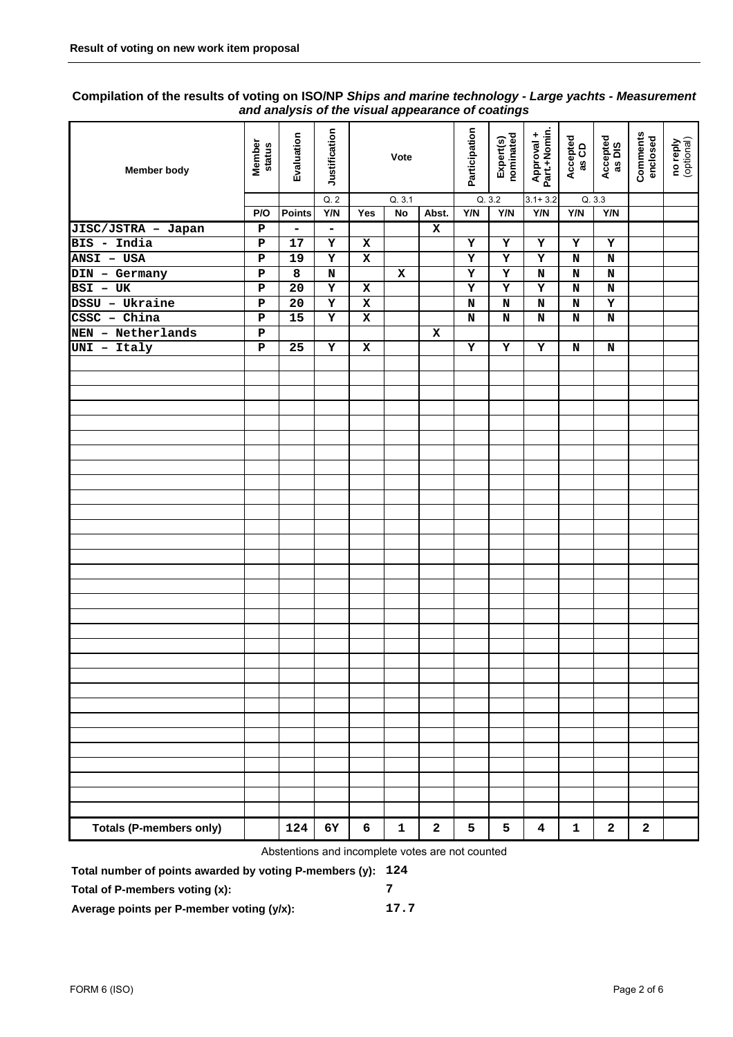**Result of voting on new work item proposal**

**Compilation of the results of voting on ISO/NP *Ships and marine technology - Large yachts - Measurement and analysis of the visual appearance of coatings***

| Member body | Member status | Evaluation | Justification | Vote | | | Participation | Expert(s) nominated | Approval + Part.+Nomin. | Accepted as CD | Accepted as DIS | Comments enclosed | no reply (optional) |
|---|---|---|---|---|---|---|---|---|---|---|---|---|---|
| | | | Q. 2 | Q. 3.1 | | | Q. 3.2 | | 3.1+ 3.2 | Q. 3.3 | | | |
| | P/O | Points | Y/N | Yes | No | Abst. | Y/N | Y/N | Y/N | Y/N | Y/N | | |
| JISC/JSTRA – Japan | P | - | - | | | X | | | | | | | |
| BIS - India | P | 17 | Y | X | | | Y | Y | Y | Y | Y | | |
| ANSI – USA | P | 19 | Y | X | | | Y | Y | Y | N | N | | |
| DIN – Germany | P | 8 | N | | X | | Y | Y | N | N | N | | |
| BSI – UK | P | 20 | Y | X | | | Y | Y | Y | N | N | | |
| DSSU – Ukraine | P | 20 | Y | X | | | N | N | N | N | Y | | |
| CSSC – China | P | 15 | Y | X | | | N | N | N | N | N | | |
| NEN – Netherlands | P | | | | | X | | | | | | | |
| UNI – Italy | P | 25 | Y | X | | | Y | Y | Y | N | N | | |
| **Totals (P-members only)** | | 124 | 6Y | 6 | 1 | 2 | 5 | 5 | 4 | 1 | 2 | 2 | |

Abstentions and incomplete votes are not counted

**Total number of points awarded by voting P-members (y):** 124

**Total of P-members voting (x):** 7

**Average points per P-member voting (y/x):** 17.7

FORM 6 (ISO)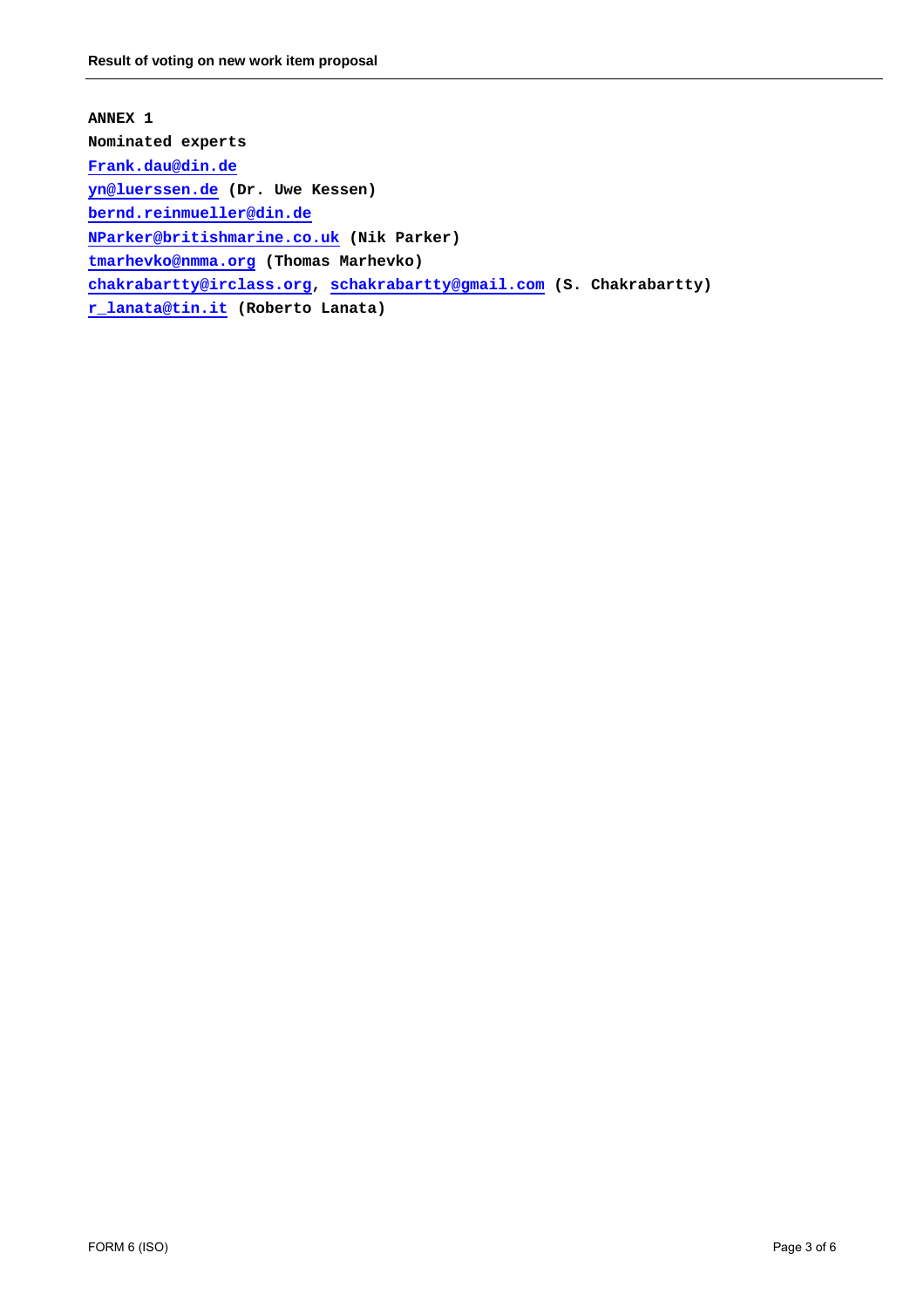**ANNEX 1**

**Nominated experts**

**Frank.dau@din.de**

**yn@luerssen.de (Dr. Uwe Kessen)**

**bernd.reinmueller@din.de**

**NParker@britishmarine.co.uk (Nik Parker)**

**tmarhevko@nmma.org (Thomas Marhevko)**

**chakrabartty@irclass.org, schakrabartty@gmail.com (S. Chakrabartty)**

**r_lanata@tin.it (Roberto Lanata)**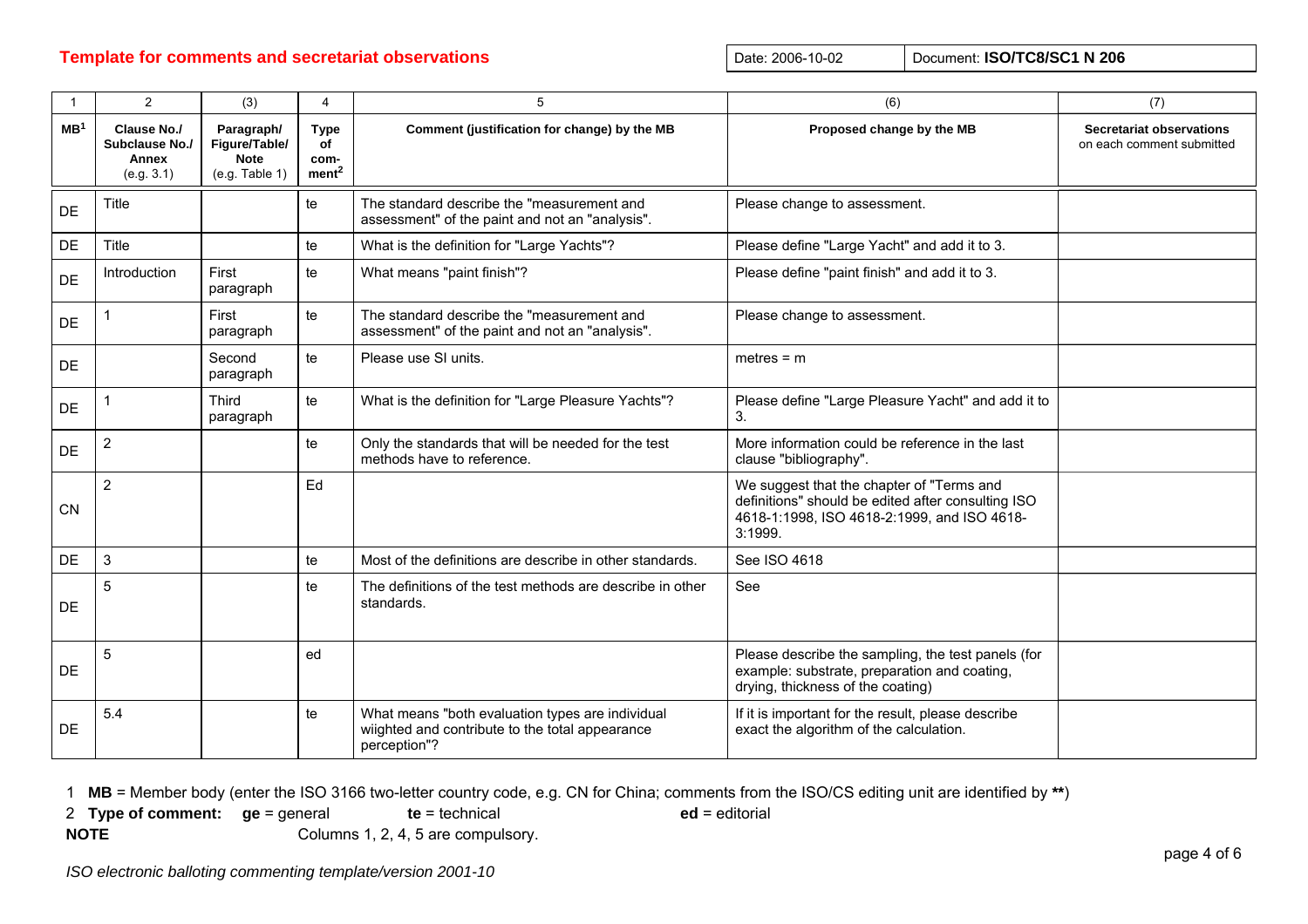**Template for comments and secretariat observations**

| Date: 2006-10-02 | Document: **ISO/TC8/SC1 N 206** |
|---|---|

| 1 | 2 | (3) | 4 | 5 | (6) | (7) |
|---|---|---|---|---|---|---|
| **MB**[1] | **Clause No./ Subclause No./ Annex** (e.g. 3.1) | **Paragraph/ Figure/Table/ Note** (e.g. Table 1) | **Type of com- ment**[2] | **Comment (justification for change) by the MB** | **Proposed change by the MB** | **Secretariat observations** on each comment submitted |
| DE | Title | | te | The standard describe the "measurement and assessment" of the paint and not an "analysis". | Please change to assessment. | |
| DE | Title | | te | What is the definition for "Large Yachts"? | Please define "Large Yacht" and add it to 3. | |
| DE | Introduction | First paragraph | te | What means "paint finish"? | Please define "paint finish" and add it to 3. | |
| DE | 1 | First paragraph | te | The standard describe the "measurement and assessment" of the paint and not an "analysis". | Please change to assessment. | |
| DE | | Second paragraph | te | Please use SI units. | metres = m | |
| DE | 1 | Third paragraph | te | What is the definition for "Large Pleasure Yachts"? | Please define "Large Pleasure Yacht" and add it to 3. | |
| DE | 2 | | te | Only the standards that will be needed for the test methods have to reference. | More information could be reference in the last clause "bibliography". | |
| CN | 2 | | Ed | | We suggest that the chapter of "Terms and definitions" should be edited after consulting ISO 4618-1:1998, ISO 4618-2:1999, and ISO 4618-3:1999. | |
| DE | 3 | | te | Most of the definitions are describe in other standards. | See ISO 4618 | |
| DE | 5 | | te | The definitions of the test methods are describe in other standards. | See | |
| DE | 5 | | ed | | Please describe the sampling, the test panels (for example: substrate, preparation and coating, drying, thickness of the coating) | |
| DE | 5.4 | | te | What means "both evaluation types are individual wiighted and contribute to the total appearance perception"? | If it is important for the result, please describe exact the algorithm of the calculation. | |

1 **MB** = Member body (enter the ISO 3166 two-letter country code, e.g. CN for China; comments from the ISO/CS editing unit are identified by **)

2 **Type of comment:** **ge** = general **te** = technical **ed** = editorial

**NOTE** Columns 1, 2, 4, 5 are compulsory.

*ISO electronic balloting commenting template/version 2001-10*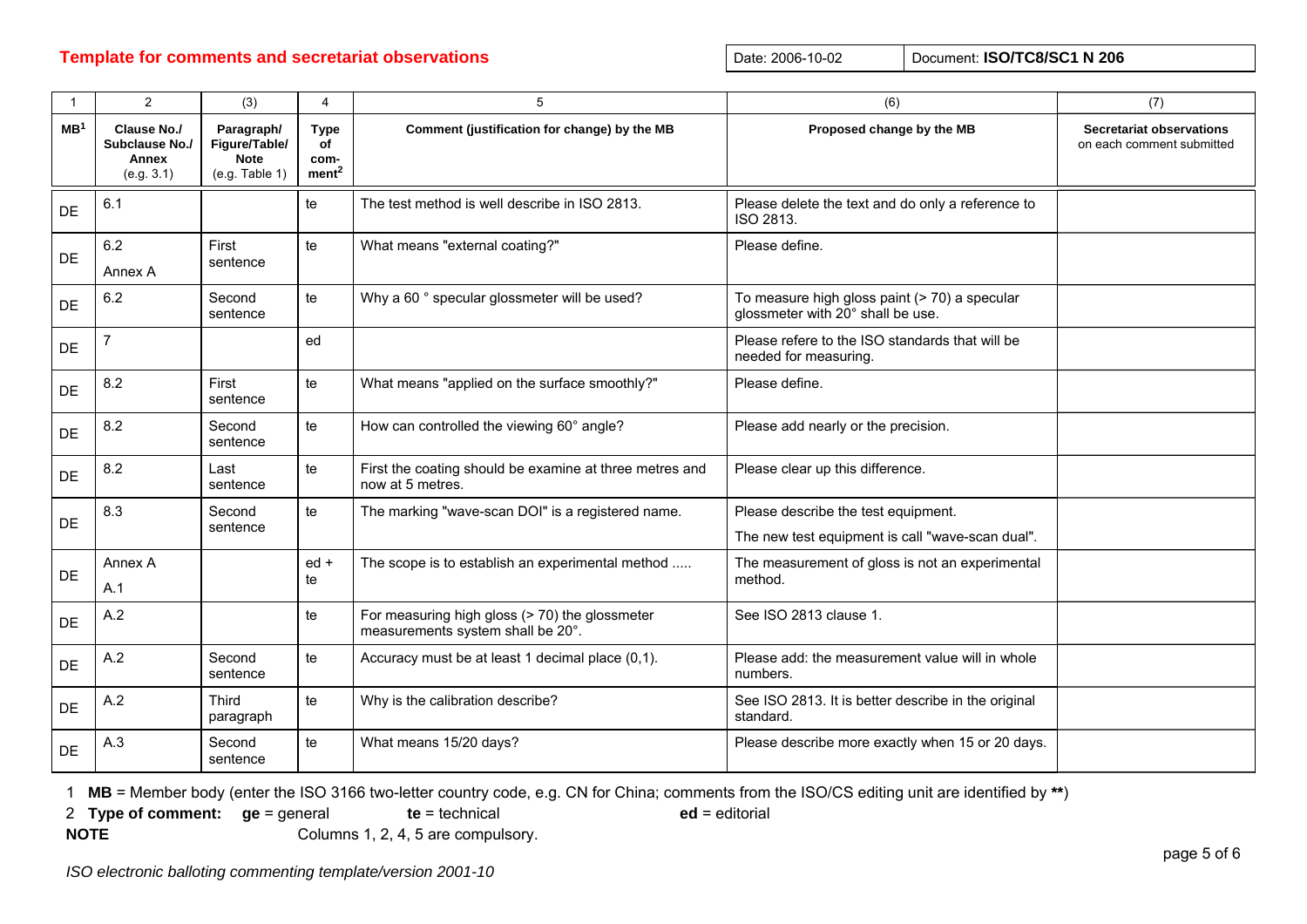**Template for comments and secretariat observations**

| Date: 2006-10-02 | Document: **ISO/TC8/SC1 N 206** |
|---|---|

| 1 | 2 | (3) | 4 | 5 | (6) | (7) |
|---|---|---|---|---|---|---|
| **MB**[1] | **Clause No./ Subclause No./ Annex** (e.g. 3.1) | **Paragraph/ Figure/Table/ Note** (e.g. Table 1) | **Type of com-ment**[2] | **Comment (justification for change) by the MB** | **Proposed change by the MB** | **Secretariat observations** on each comment submitted |
| DE | 6.1 | | te | The test method is well describe in ISO 2813. | Please delete the text and do only a reference to ISO 2813. | |
| DE | 6.2 Annex A | First sentence | te | What means "external coating?" | Please define. | |
| DE | 6.2 | Second sentence | te | Why a 60 ° specular glossmeter will be used? | To measure high gloss paint (> 70) a specular glossmeter with 20° shall be use. | |
| DE | 7 | | ed | | Please refere to the ISO standards that will be needed for measuring. | |
| DE | 8.2 | First sentence | te | What means "applied on the surface smoothly?" | Please define. | |
| DE | 8.2 | Second sentence | te | How can controlled the viewing 60° angle? | Please add nearly or the precision. | |
| DE | 8.2 | Last sentence | te | First the coating should be examine at three metres and now at 5 metres. | Please clear up this difference. | |
| DE | 8.3 | Second sentence | te | The marking "wave-scan DOI" is a registered name. | Please describe the test equipment. The new test equipment is call "wave-scan dual". | |
| DE | Annex A A.1 | | ed + te | The scope is to establish an experimental method ..... | The measurement of gloss is not an experimental method. | |
| DE | A.2 | | te | For measuring high gloss (> 70) the glossmeter measurements system shall be 20°. | See ISO 2813 clause 1. | |
| DE | A.2 | Second sentence | te | Accuracy must be at least 1 decimal place (0,1). | Please add: the measurement value will in whole numbers. | |
| DE | A.2 | Third paragraph | te | Why is the calibration describe? | See ISO 2813. It is better describe in the original standard. | |
| DE | A.3 | Second sentence | te | What means 15/20 days? | Please describe more exactly when 15 or 20 days. | |

1 **MB** = Member body (enter the ISO 3166 two-letter country code, e.g. CN for China; comments from the ISO/CS editing unit are identified by **\*\***)

2 **Type of comment:** **ge** = general **te** = technical **ed** = editorial

**NOTE** Columns 1, 2, 4, 5 are compulsory.

*ISO electronic balloting commenting template/version 2001-10*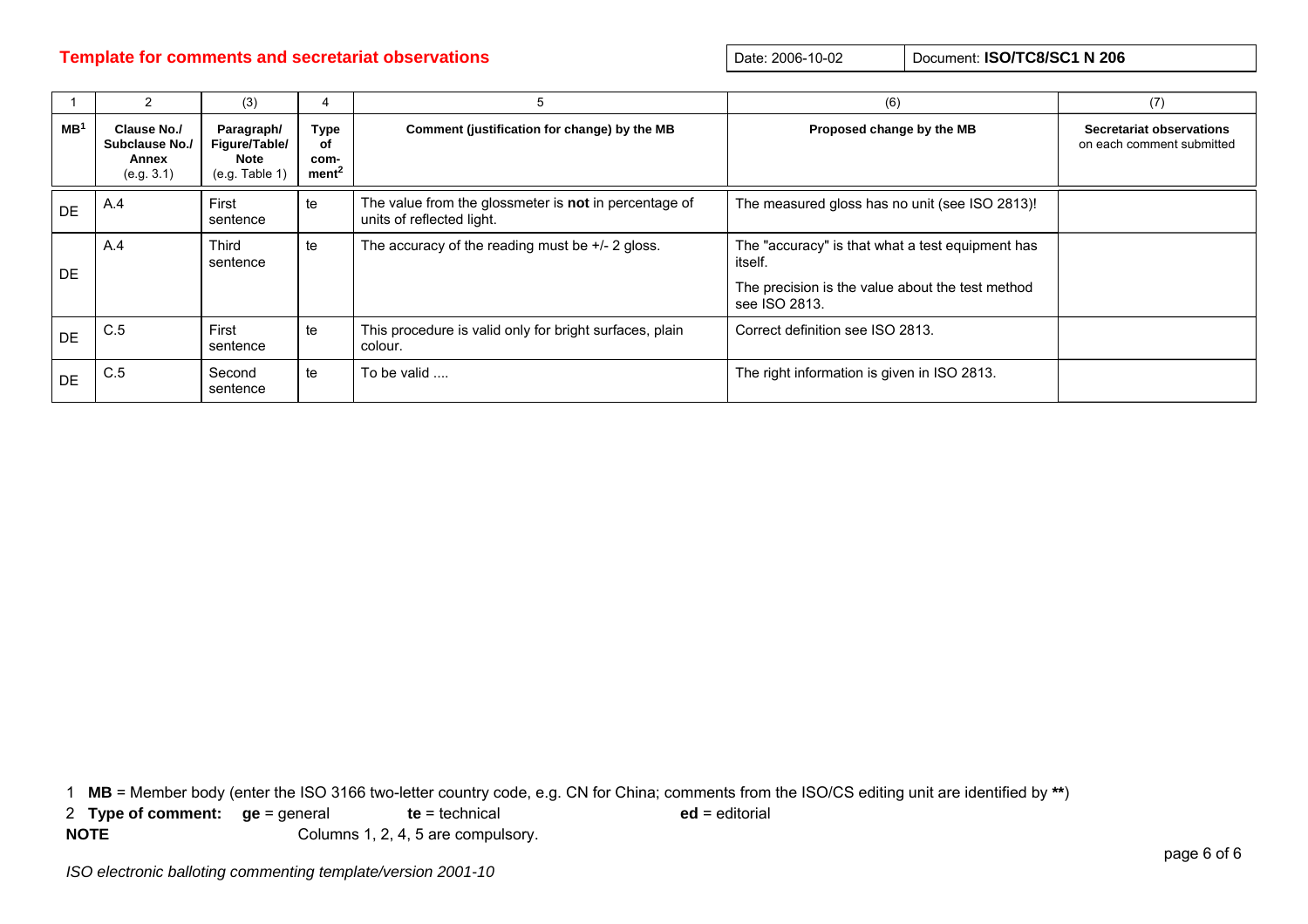**Template for comments and secretariat observations**

| Date: 2006-10-02 | Document: **ISO/TC8/SC1 N 206** |
|---|---|

| 1 | 2 | (3) | 4 | 5 | (6) | (7) |
|---|---|---|---|---|---|---|
| **MB**[1] | **Clause No./ Subclause No./ Annex** (e.g. 3.1) | **Paragraph/ Figure/Table/ Note** (e.g. Table 1) | **Type of com-ment**[2] | **Comment (justification for change) by the MB** | **Proposed change by the MB** | **Secretariat observations** on each comment submitted |
| DE | A.4 | First sentence | te | The value from the glossmeter is **not** in percentage of units of reflected light. | The measured gloss has no unit (see ISO 2813)! | |
| DE | A.4 | Third sentence | te | The accuracy of the reading must be +/- 2 gloss. | The "accuracy" is that what a test equipment has itself. The precision is the value about the test method see ISO 2813. | |
| DE | C.5 | First sentence | te | This procedure is valid only for bright surfaces, plain colour. | Correct definition see ISO 2813. | |
| DE | C.5 | Second sentence | te | To be valid .... | The right information is given in ISO 2813. | |

1 **MB** = Member body (enter the ISO 3166 two-letter country code, e.g. CN for China; comments from the ISO/CS editing unit are identified by **\*\***)

2 **Type of comment:** **ge** = general **te** = technical **ed** = editorial

**NOTE** Columns 1, 2, 4, 5 are compulsory.

*ISO electronic balloting commenting template/version 2001-10*